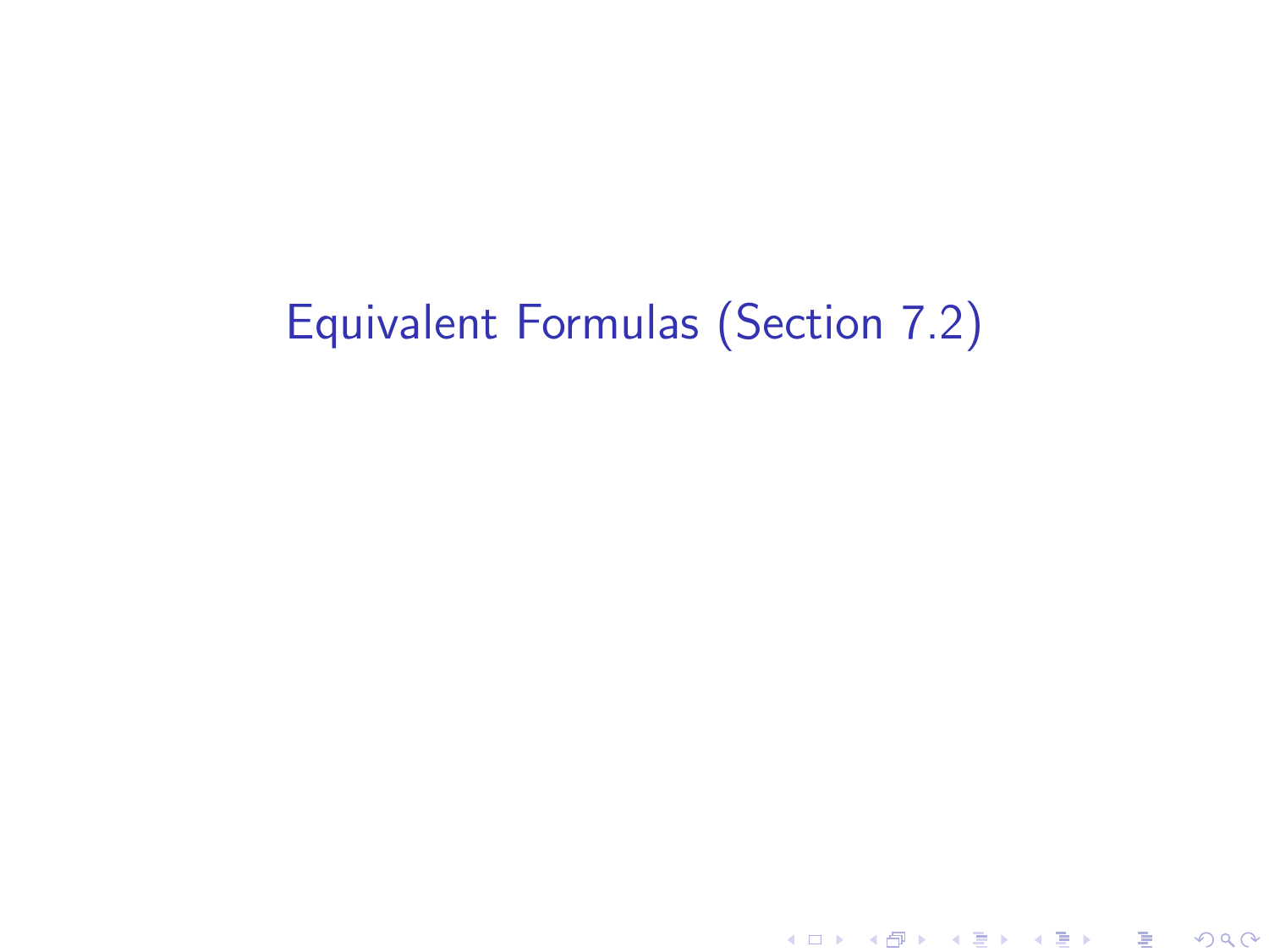# Equivalent Formulas (Section 7.2)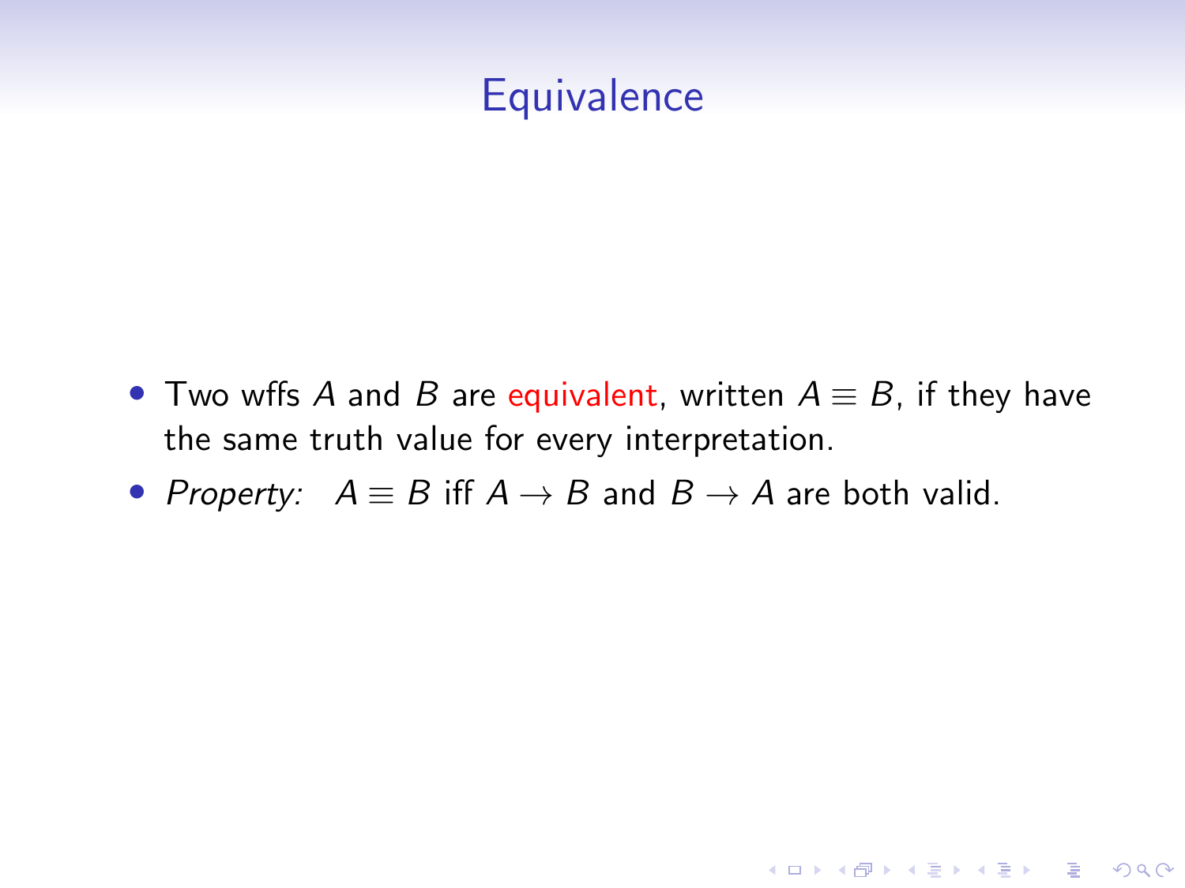# Equivalence

- Two wffs $A$ and $B$ are equivalent, written $A \equiv B$, if they have the same truth value for every interpretation.
- *Property:* $A \equiv B$ iff $A \to B$ and $B \to A$ are both valid.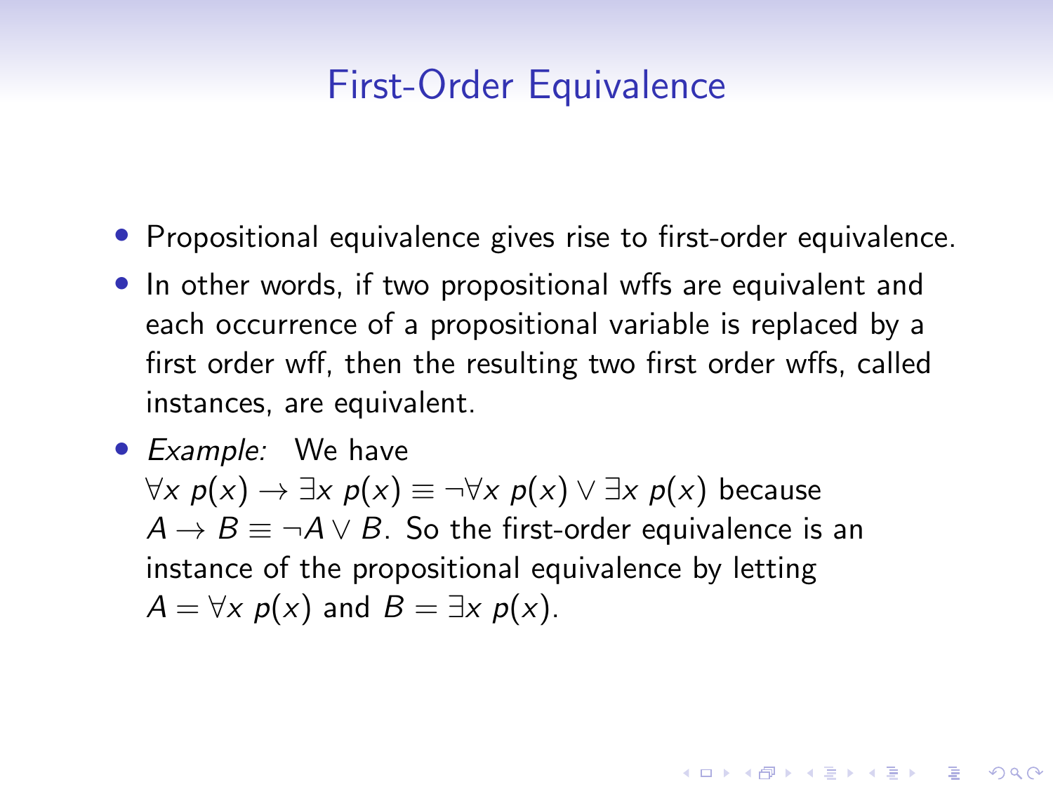# First-Order Equivalence

- Propositional equivalence gives rise to first-order equivalence.
- In other words, if two propositional wffs are equivalent and each occurrence of a propositional variable is replaced by a first order wff, then the resulting two first order wffs, called instances, are equivalent.
- *Example:* We have $\forall x\ p(x) \to \exists x\ p(x) \equiv \neg\forall x\ p(x) \vee \exists x\ p(x)$ because $A \to B \equiv \neg A \vee B$. So the first-order equivalence is an instance of the propositional equivalence by letting $A = \forall x\ p(x)$ and $B = \exists x\ p(x)$.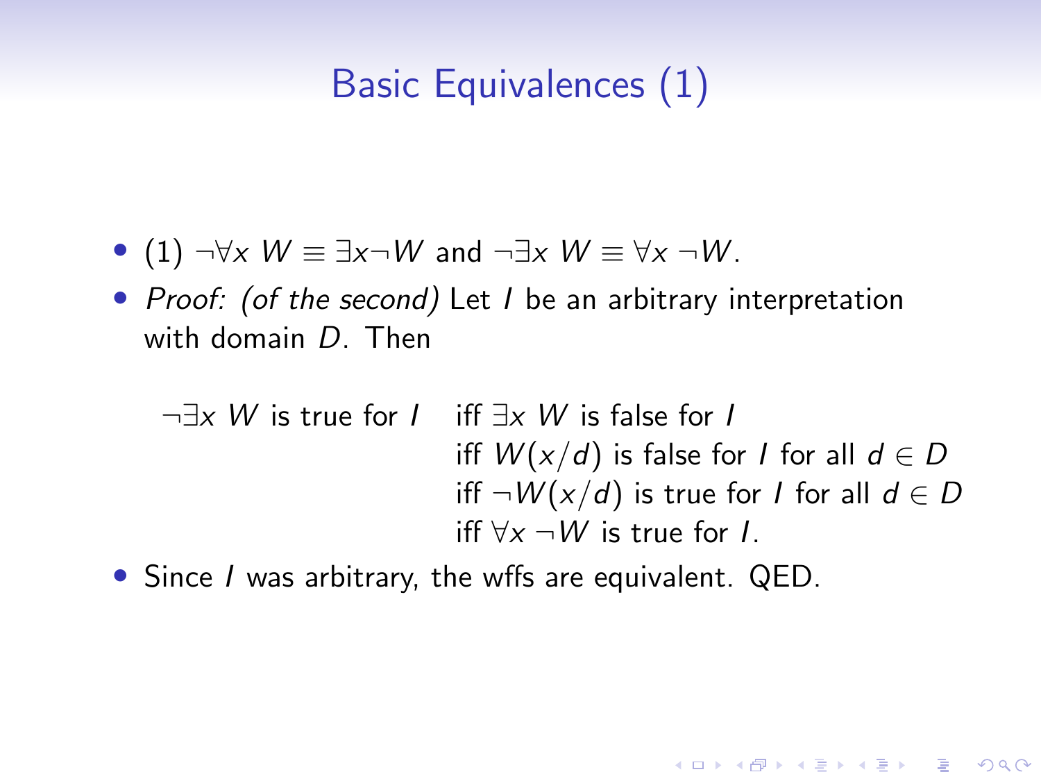# Basic Equivalences (1)

- (1) $\neg \forall x \; W \equiv \exists x \neg W$ and $\neg \exists x \; W \equiv \forall x \; \neg W$.
- *Proof: (of the second)* Let $I$ be an arbitrary interpretation with domain $D$. Then

$$
\begin{aligned}
\neg \exists x \; W \text{ is true for } I \quad & \text{iff } \exists x \; W \text{ is false for } I \\
& \text{iff } W(x/d) \text{ is false for } I \text{ for all } d \in D \\
& \text{iff } \neg W(x/d) \text{ is true for } I \text{ for all } d \in D \\
& \text{iff } \forall x \; \neg W \text{ is true for } I.
\end{aligned}
$$

- Since $I$ was arbitrary, the wffs are equivalent. QED.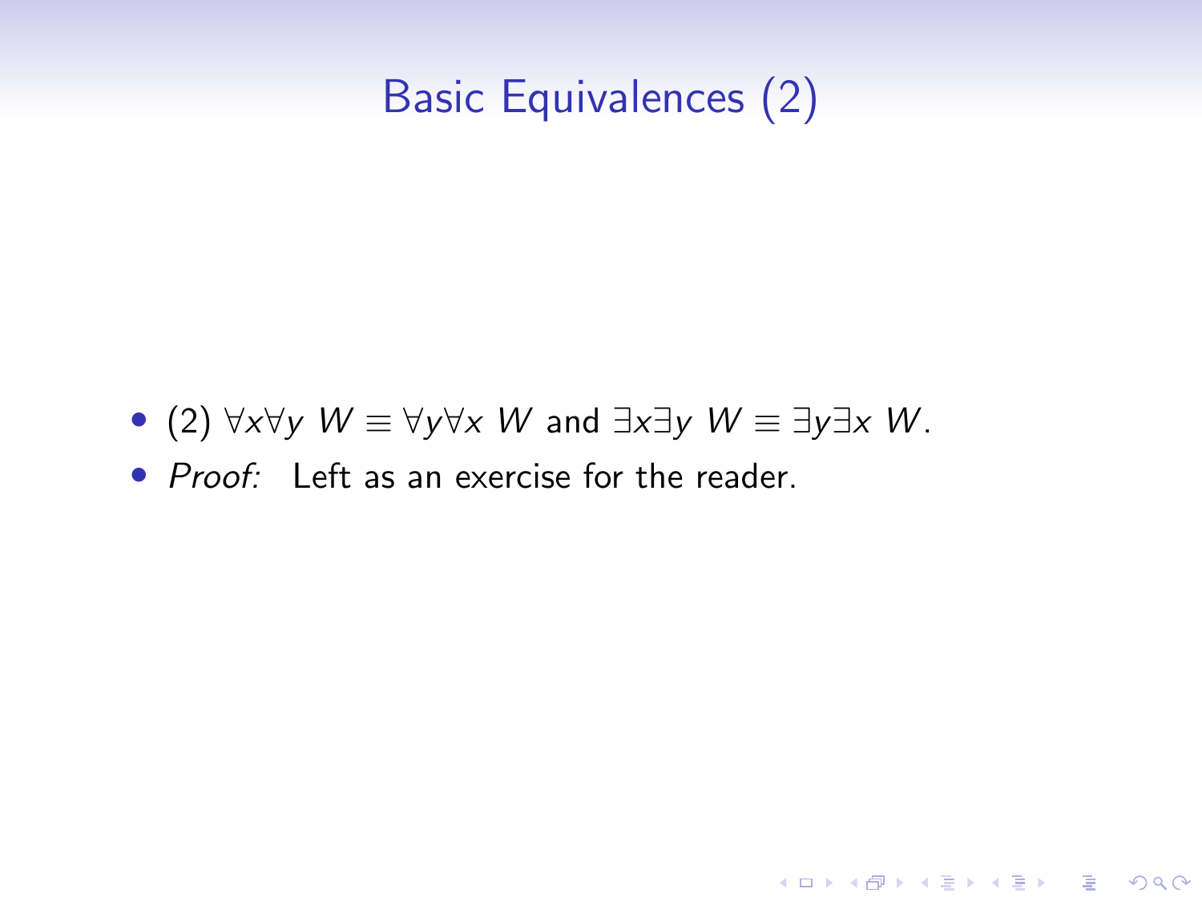# Basic Equivalences (2)

- (2) $\forall x \forall y\ W \equiv \forall y \forall x\ W$ and $\exists x \exists y\ W \equiv \exists y \exists x\ W$.
- *Proof:* Left as an exercise for the reader.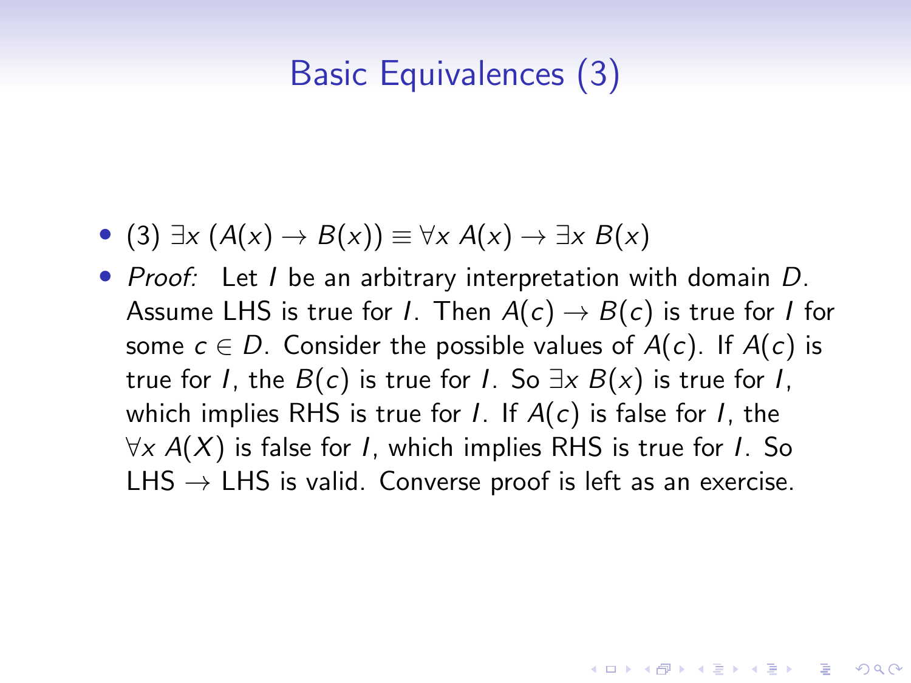# Basic Equivalences (3)

- (3) $\exists x\ (A(x) \rightarrow B(x)) \equiv \forall x\ A(x) \rightarrow \exists x\ B(x)$
- *Proof:* Let $I$ be an arbitrary interpretation with domain $D$. Assume LHS is true for $I$. Then $A(c) \rightarrow B(c)$ is true for $I$ for some $c \in D$. Consider the possible values of $A(c)$. If $A(c)$ is true for $I$, the $B(c)$ is true for $I$. So $\exists x\ B(x)$ is true for $I$, which implies RHS is true for $I$. If $A(c)$ is false for $I$, the $\forall x\ A(X)$ is false for $I$, which implies RHS is true for $I$. So LHS $\rightarrow$ LHS is valid. Converse proof is left as an exercise.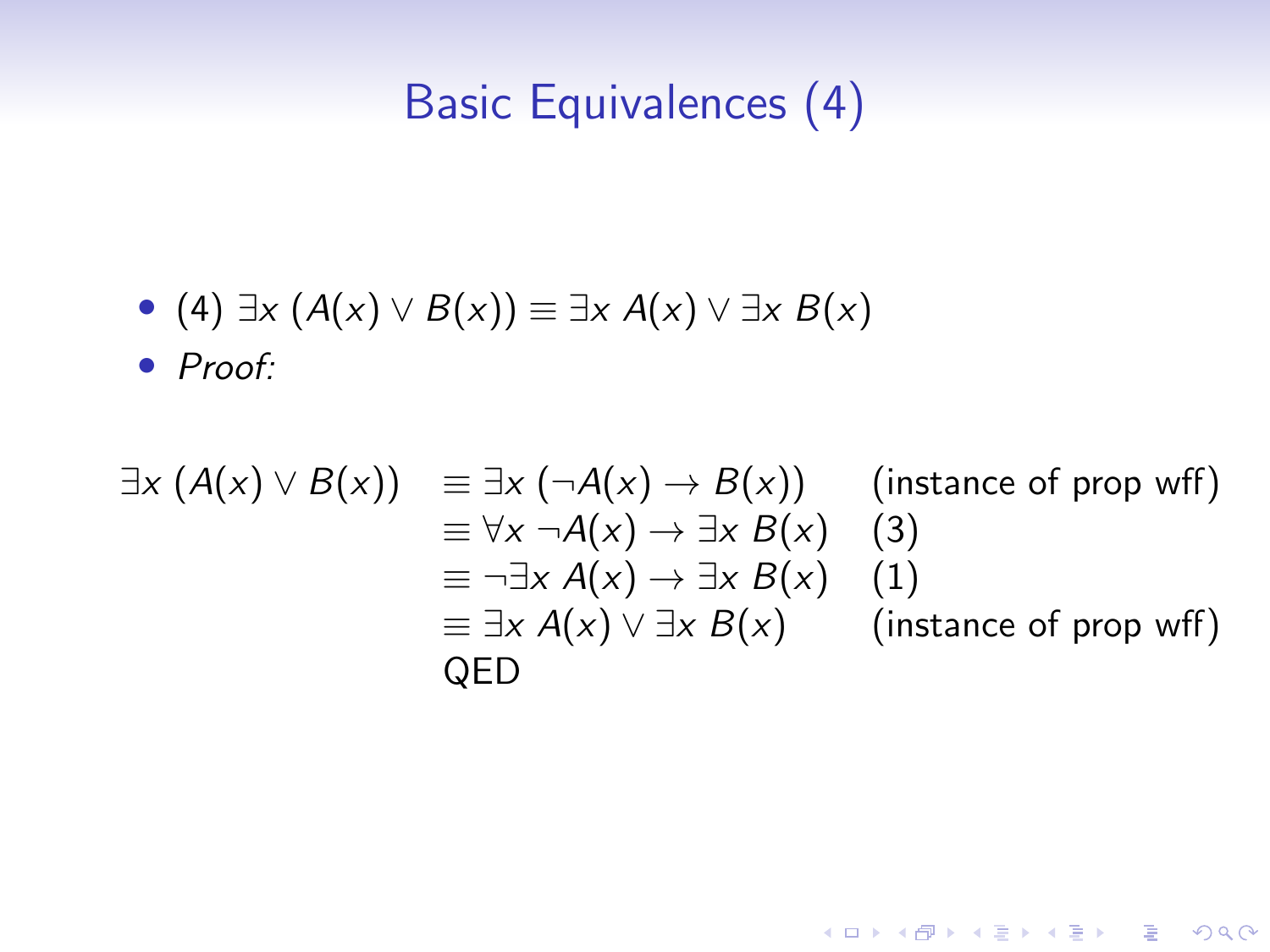# Basic Equivalences (4)

- (4) $\exists x\, (A(x) \vee B(x)) \equiv \exists x\, A(x) \vee \exists x\, B(x)$
- *Proof:*

$$
\begin{aligned}
\exists x\, (A(x) \vee B(x)) \quad & \equiv \exists x\, (\neg A(x) \rightarrow B(x)) && \text{(instance of prop wff)} \\
& \equiv \forall x\, \neg A(x) \rightarrow \exists x\, B(x) && \text{(3)} \\
& \equiv \neg \exists x\, A(x) \rightarrow \exists x\, B(x) && \text{(1)} \\
& \equiv \exists x\, A(x) \vee \exists x\, B(x) && \text{(instance of prop wff)} \\
& \text{QED}
\end{aligned}
$$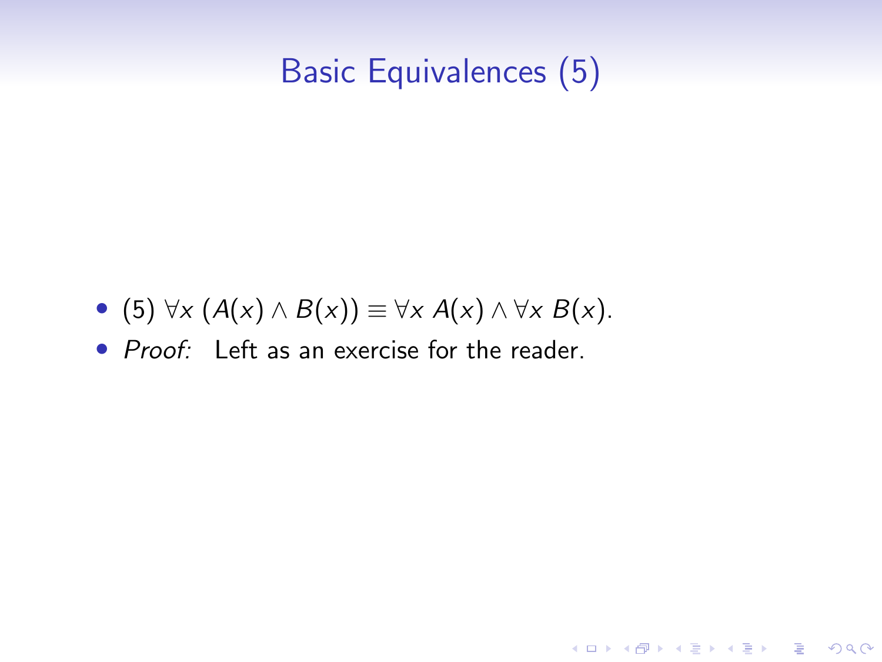# Basic Equivalences (5)

- (5) $\forall x\, (A(x) \wedge B(x)) \equiv \forall x\, A(x) \wedge \forall x\, B(x)$.
- *Proof:* Left as an exercise for the reader.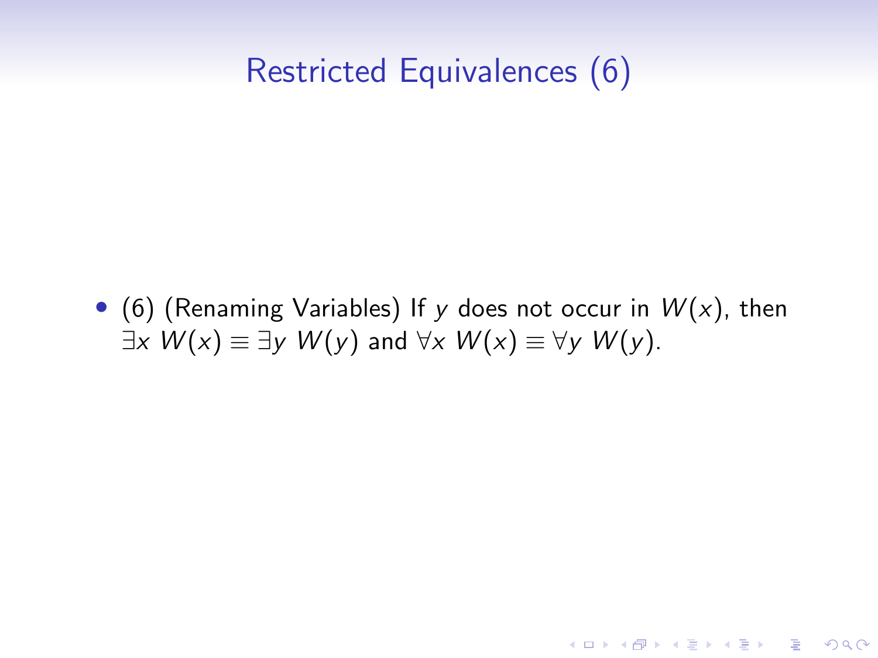# Restricted Equivalences (6)

- (6) (Renaming Variables) If $y$ does not occur in $W(x)$, then $\exists x\ W(x) \equiv \exists y\ W(y)$ and $\forall x\ W(x) \equiv \forall y\ W(y)$.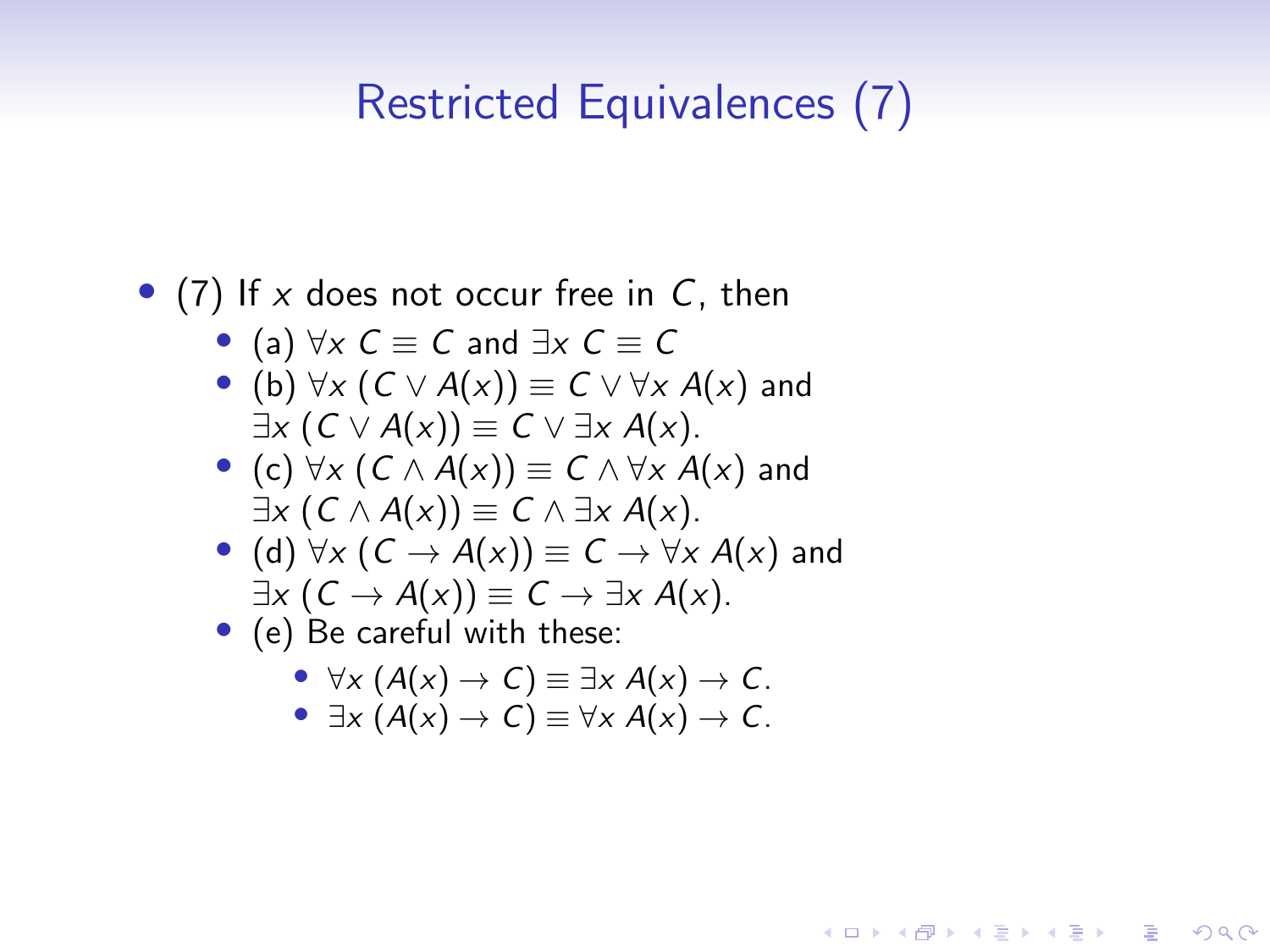# Restricted Equivalences (7)

- (7) If $x$ does not occur free in $C$, then
  - (a) $\forall x\ C \equiv C$ and $\exists x\ C \equiv C$
  - (b) $\forall x\ (C \vee A(x)) \equiv C \vee \forall x\ A(x)$ and $\exists x\ (C \vee A(x)) \equiv C \vee \exists x\ A(x)$.
  - (c) $\forall x\ (C \wedge A(x)) \equiv C \wedge \forall x\ A(x)$ and $\exists x\ (C \wedge A(x)) \equiv C \wedge \exists x\ A(x)$.
  - (d) $\forall x\ (C \rightarrow A(x)) \equiv C \rightarrow \forall x\ A(x)$ and $\exists x\ (C \rightarrow A(x)) \equiv C \rightarrow \exists x\ A(x)$.
  - (e) Be careful with these:
    - $\forall x\ (A(x) \rightarrow C) \equiv \exists x\ A(x) \rightarrow C$.
    - $\exists x\ (A(x) \rightarrow C) \equiv \forall x\ A(x) \rightarrow C$.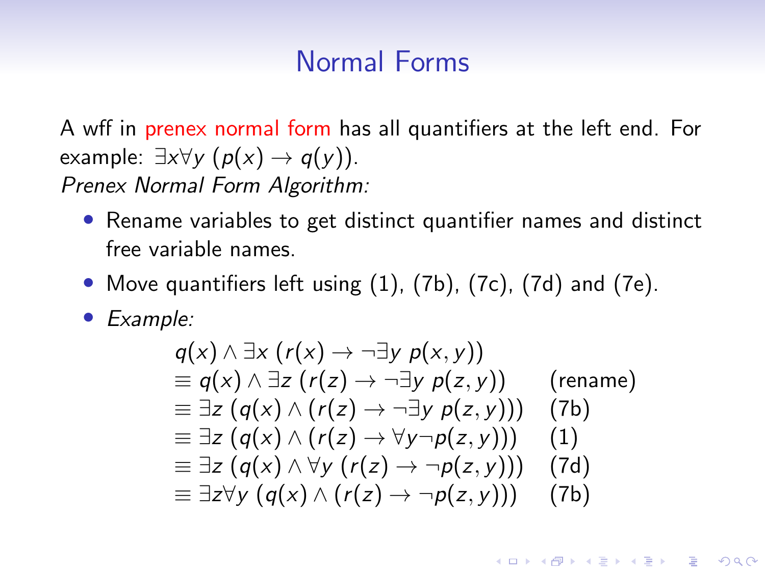# Normal Forms

A wff in prenex normal form has all quantifiers at the left end. For example: $\exists x \forall y \, (p(x) \to q(y))$.

*Prenex Normal Form Algorithm:*

- Rename variables to get distinct quantifier names and distinct free variable names.
- Move quantifiers left using (1), (7b), (7c), (7d) and (7e).
- *Example:*

$$
\begin{array}{ll}
q(x) \wedge \exists x \, (r(x) \to \neg \exists y \, p(x,y)) & \\
\equiv q(x) \wedge \exists z \, (r(z) \to \neg \exists y \, p(z,y)) & \text{(rename)} \\
\equiv \exists z \, (q(x) \wedge (r(z) \to \neg \exists y \, p(z,y))) & \text{(7b)} \\
\equiv \exists z \, (q(x) \wedge (r(z) \to \forall y \neg p(z,y))) & \text{(1)} \\
\equiv \exists z \, (q(x) \wedge \forall y \, (r(z) \to \neg p(z,y))) & \text{(7d)} \\
\equiv \exists z \forall y \, (q(x) \wedge (r(z) \to \neg p(z,y))) & \text{(7b)}
\end{array}
$$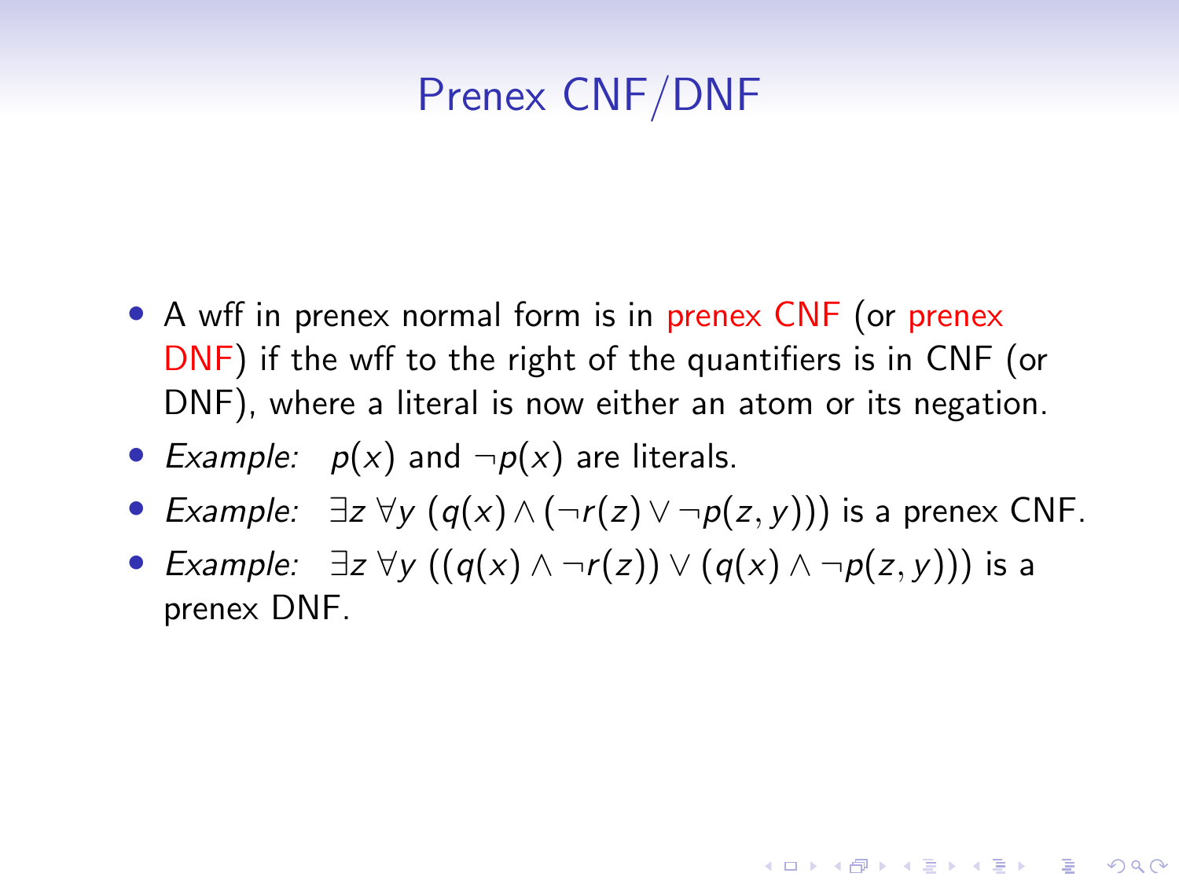# Prenex CNF/DNF

- A wff in prenex normal form is in prenex CNF (or prenex DNF) if the wff to the right of the quantifiers is in CNF (or DNF), where a literal is now either an atom or its negation.
- *Example:* $p(x)$ and $\neg p(x)$ are literals.
- *Example:* $\exists z \, \forall y \, (q(x) \wedge (\neg r(z) \vee \neg p(z, y)))$ is a prenex CNF.
- *Example:* $\exists z \, \forall y \, ((q(x) \wedge \neg r(z)) \vee (q(x) \wedge \neg p(z, y)))$ is a prenex DNF.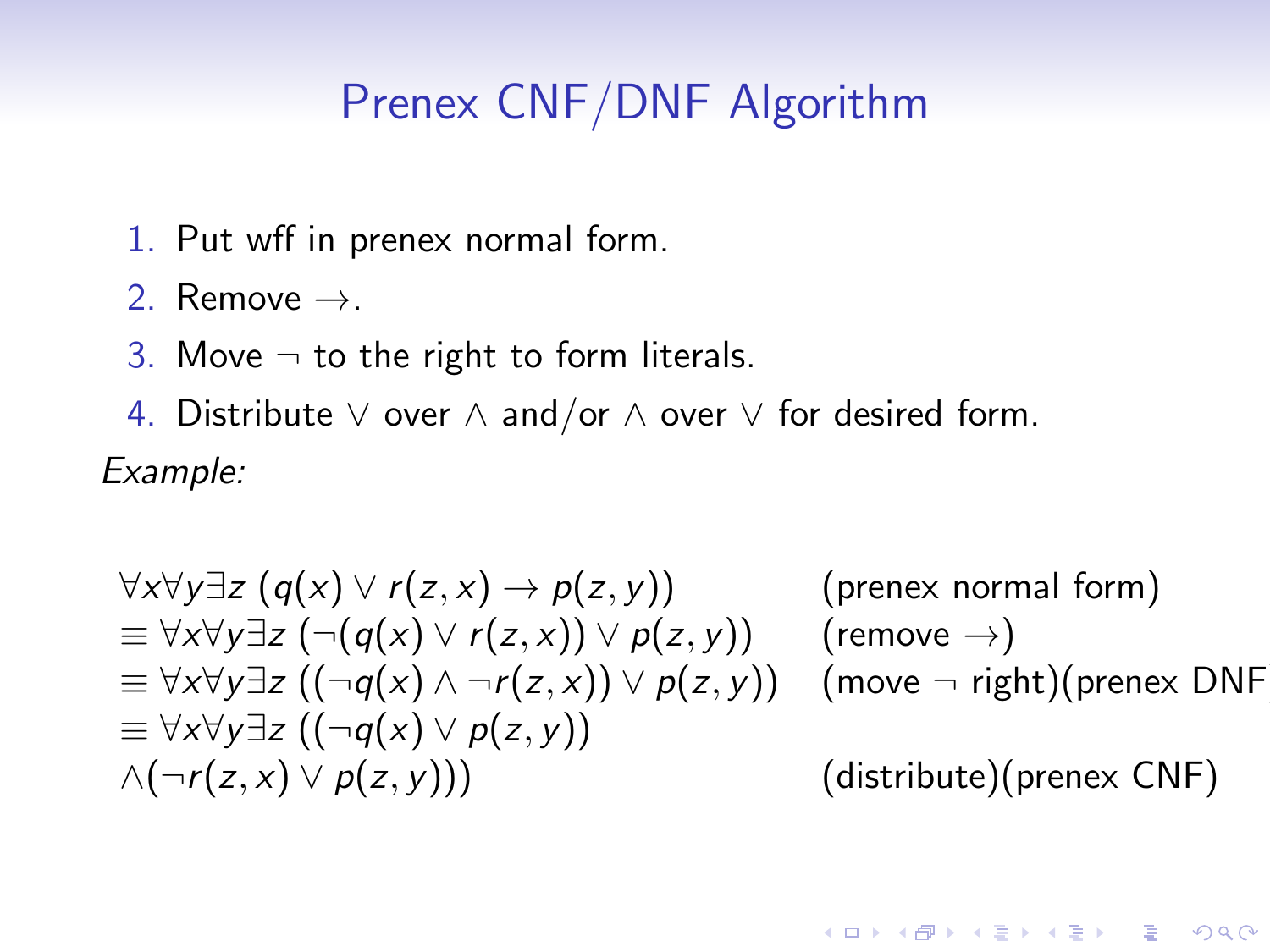# Prenex CNF/DNF Algorithm

1. Put wff in prenex normal form.
2. Remove $\rightarrow$.
3. Move $\neg$ to the right to form literals.
4. Distribute $\vee$ over $\wedge$ and/or $\wedge$ over $\vee$ for desired form.

*Example:*

$$
\begin{array}{ll}
\forall x \forall y \exists z\, (q(x) \vee r(z,x) \rightarrow p(z,y)) & \text{(prenex normal form)} \\
\equiv \forall x \forall y \exists z\, (\neg(q(x) \vee r(z,x)) \vee p(z,y)) & \text{(remove } \rightarrow) \\
\equiv \forall x \forall y \exists z\, ((\neg q(x) \wedge \neg r(z,x)) \vee p(z,y)) & \text{(move } \neg \text{ right)(prenex DNF)} \\
\equiv \forall x \forall y \exists z\, ((\neg q(x) \vee p(z,y)) & \\
\wedge(\neg r(z,x) \vee p(z,y))) & \text{(distribute)(prenex CNF)}
\end{array}
$$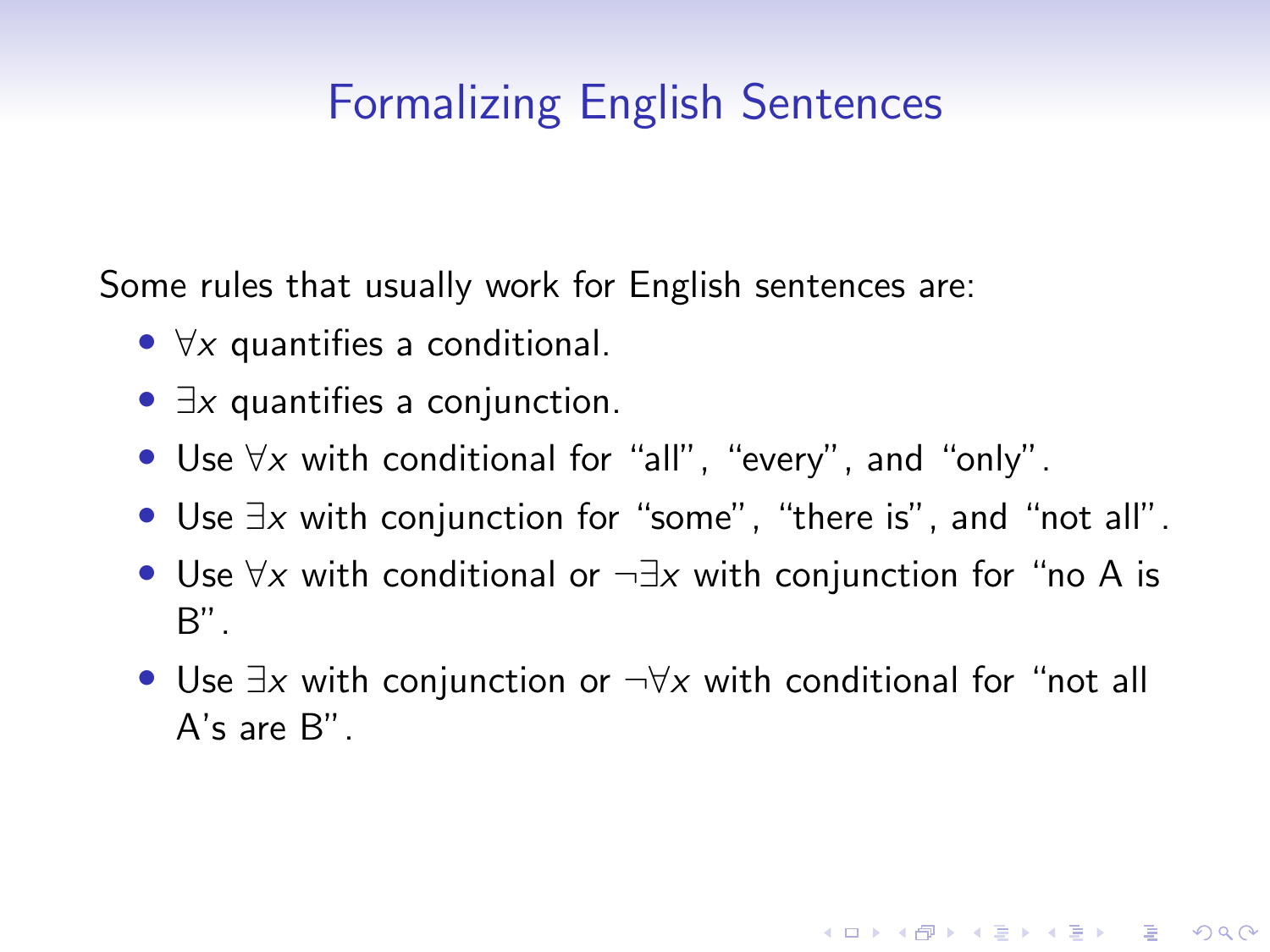# Formalizing English Sentences

Some rules that usually work for English sentences are:

- $\forall x$ quantifies a conditional.
- $\exists x$ quantifies a conjunction.
- Use $\forall x$ with conditional for "all", "every", and "only".
- Use $\exists x$ with conjunction for "some", "there is", and "not all".
- Use $\forall x$ with conditional or $\neg\exists x$ with conjunction for "no A is B".
- Use $\exists x$ with conjunction or $\neg\forall x$ with conditional for "not all A's are B".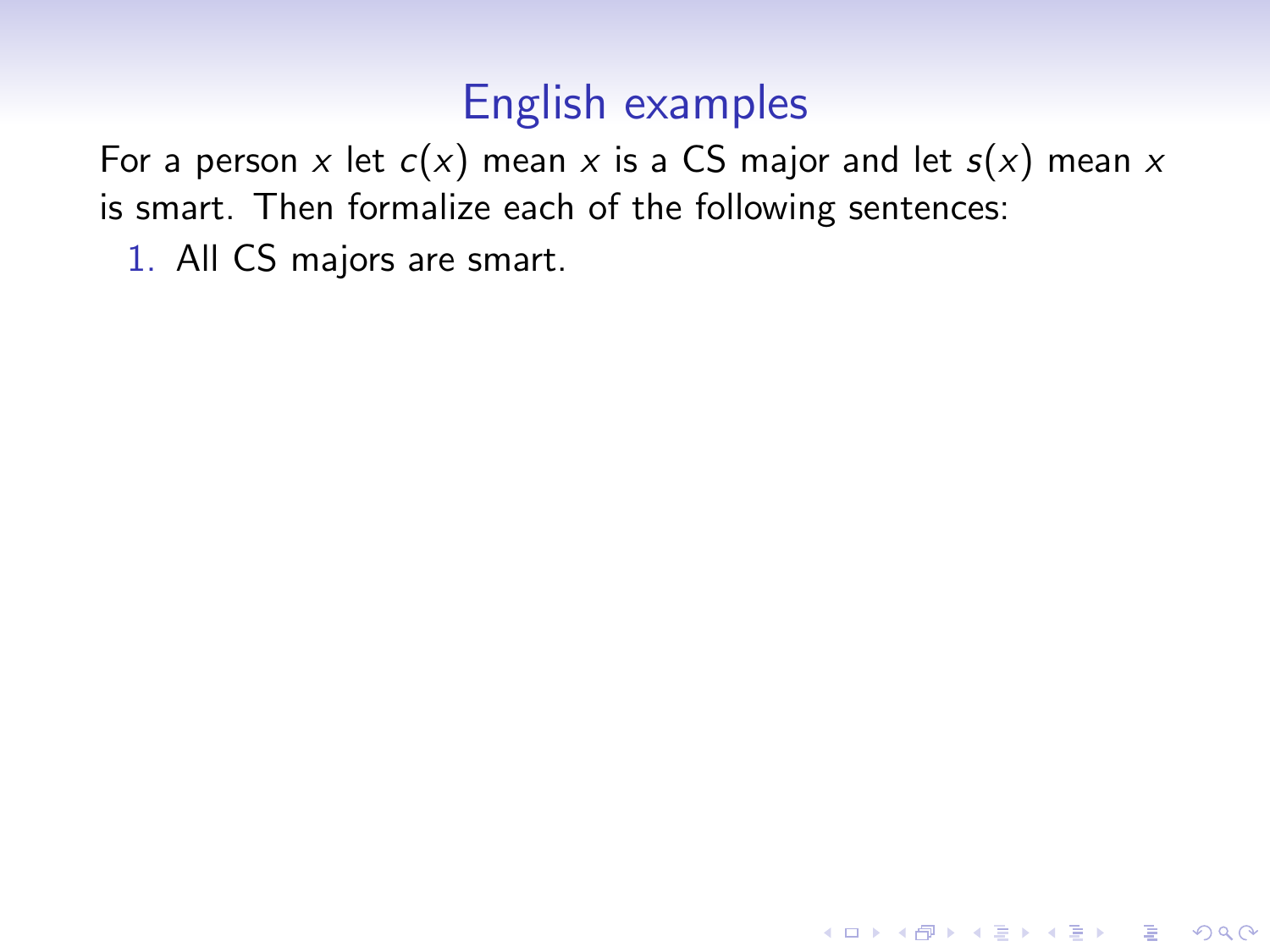# English examples

For a person $x$ let $c(x)$ mean $x$ is a CS major and let $s(x)$ mean $x$ is smart. Then formalize each of the following sentences:

1. All CS majors are smart.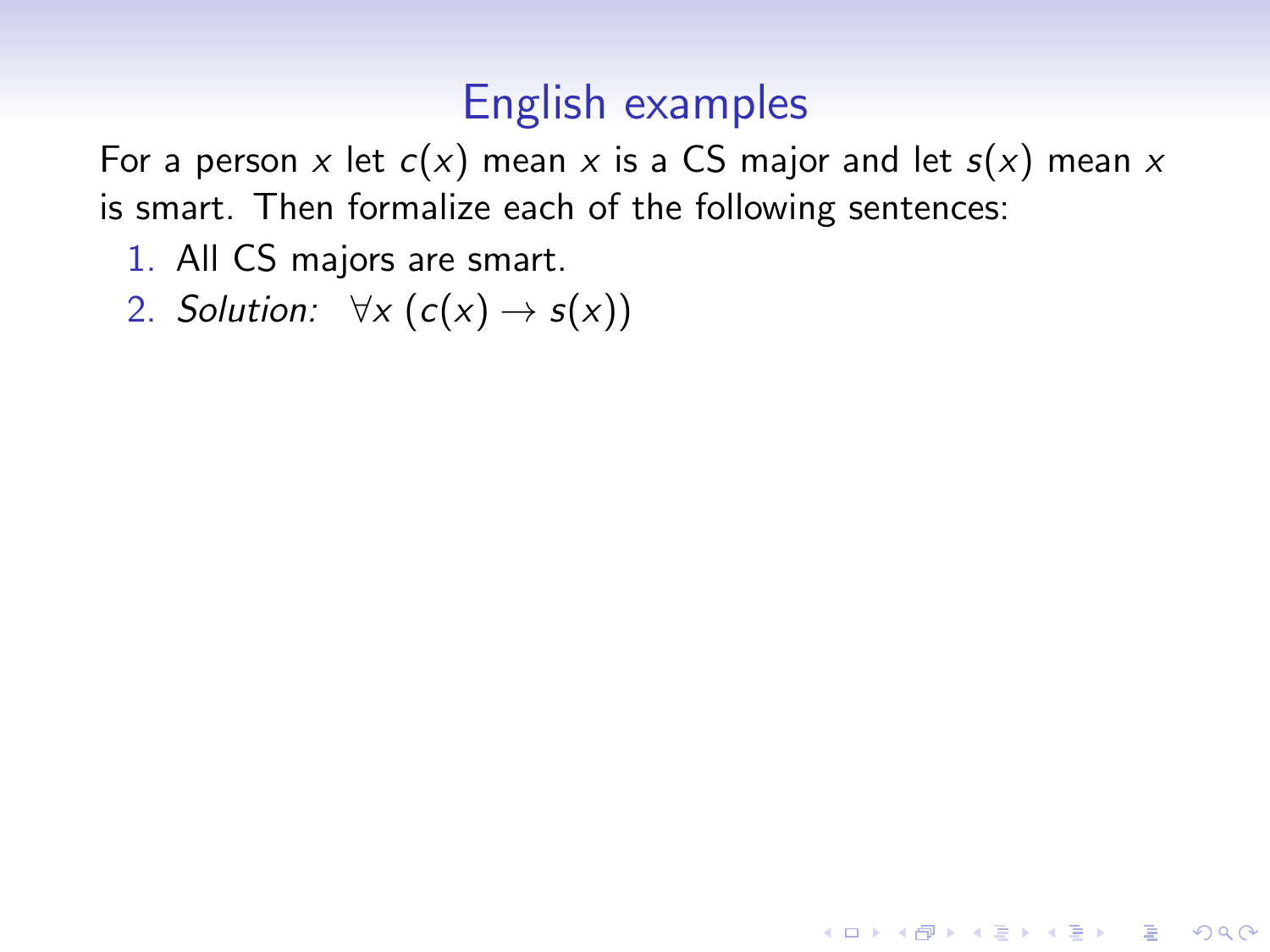# English examples

For a person $x$ let $c(x)$ mean $x$ is a CS major and let $s(x)$ mean $x$ is smart. Then formalize each of the following sentences:

1. All CS majors are smart.
2. *Solution:* $\forall x\ (c(x) \rightarrow s(x))$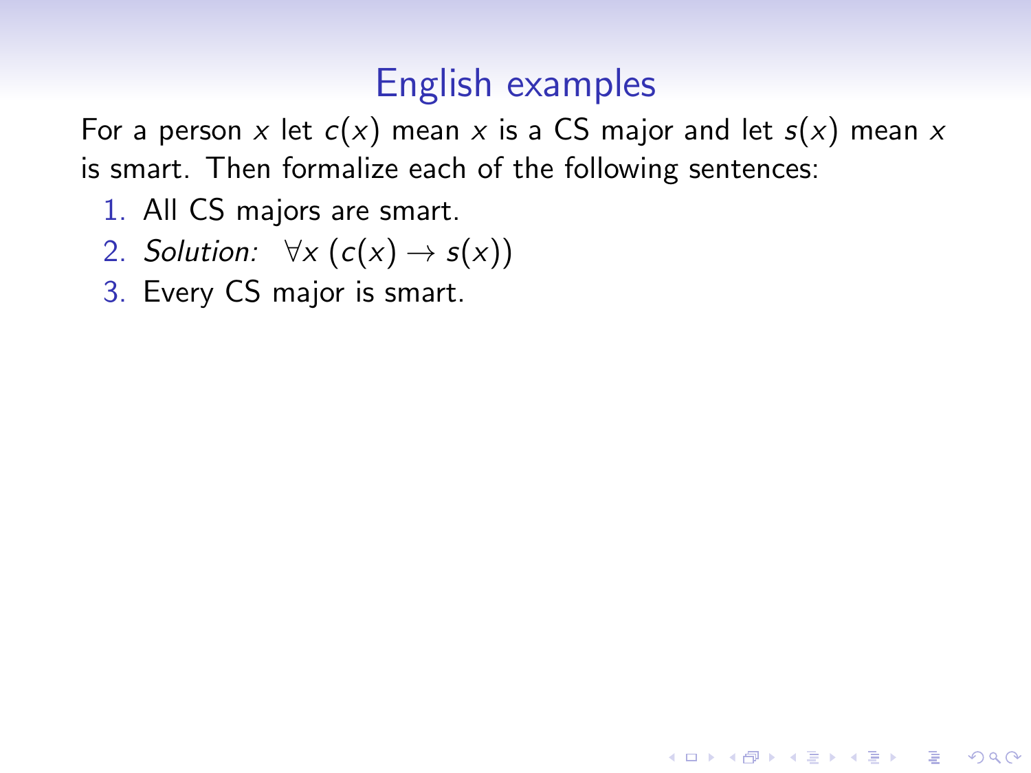# English examples

For a person $x$ let $c(x)$ mean $x$ is a CS major and let $s(x)$ mean $x$ is smart. Then formalize each of the following sentences:

1. All CS majors are smart.
2. *Solution:* $\forall x \, (c(x) \rightarrow s(x))$
3. Every CS major is smart.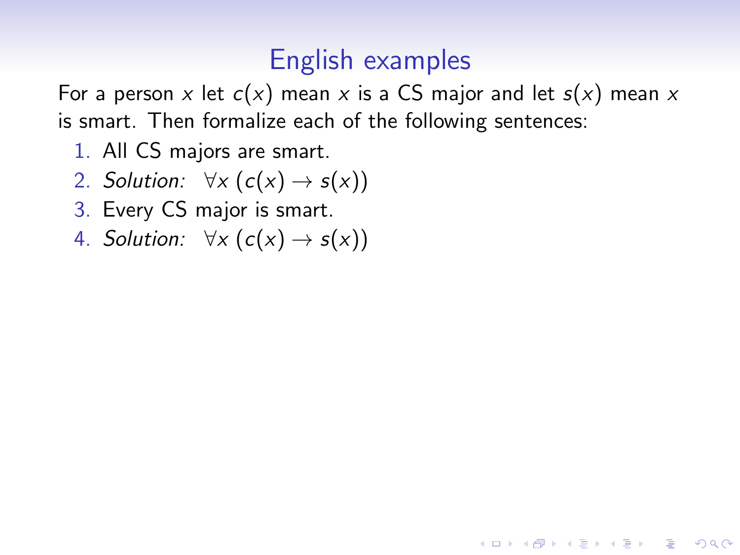# English examples

For a person $x$ let $c(x)$ mean $x$ is a CS major and let $s(x)$ mean $x$ is smart. Then formalize each of the following sentences:

1. All CS majors are smart.
2. *Solution:* $\forall x \, (c(x) \to s(x))$
3. Every CS major is smart.
4. *Solution:* $\forall x \, (c(x) \to s(x))$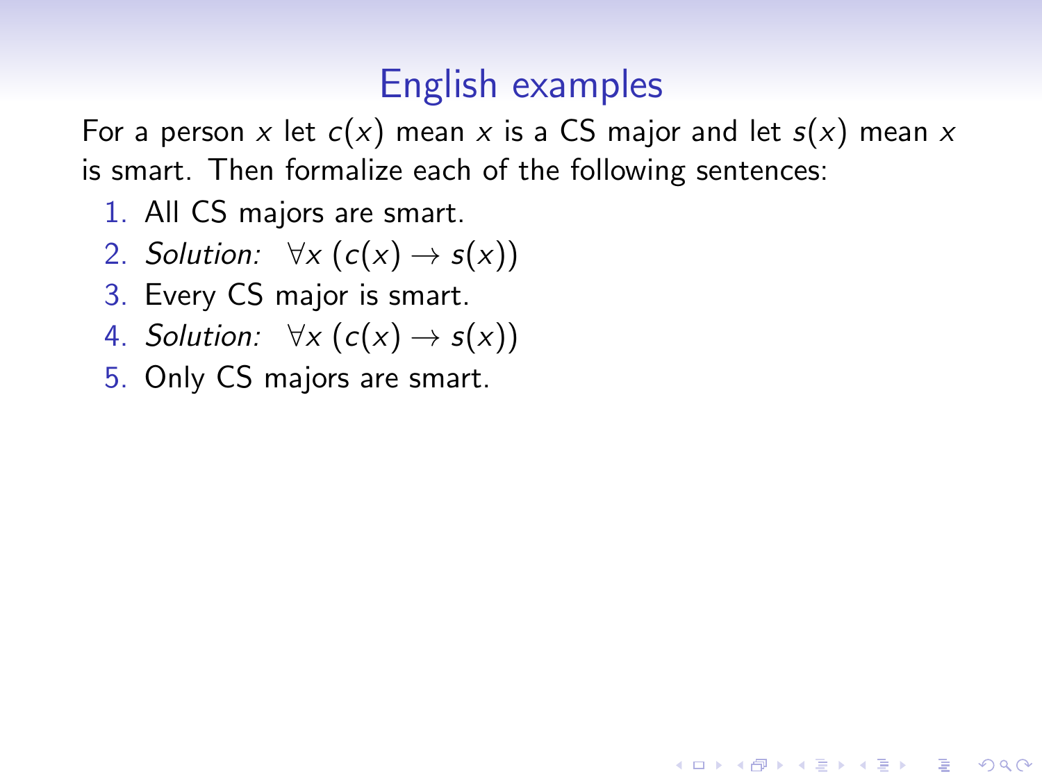# English examples

For a person $x$ let $c(x)$ mean $x$ is a CS major and let $s(x)$ mean $x$ is smart. Then formalize each of the following sentences:

1. All CS majors are smart.
2. *Solution:* $\forall x\,(c(x) \rightarrow s(x))$
3. Every CS major is smart.
4. *Solution:* $\forall x\,(c(x) \rightarrow s(x))$
5. Only CS majors are smart.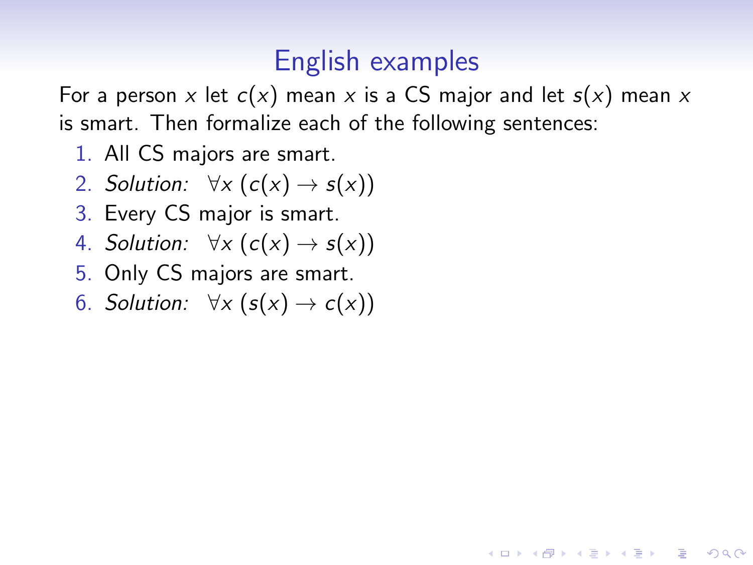# English examples

For a person $x$ let $c(x)$ mean $x$ is a CS major and let $s(x)$ mean $x$ is smart. Then formalize each of the following sentences:

1. All CS majors are smart.
2. *Solution:* $\forall x \, (c(x) \rightarrow s(x))$
3. Every CS major is smart.
4. *Solution:* $\forall x \, (c(x) \rightarrow s(x))$
5. Only CS majors are smart.
6. *Solution:* $\forall x \, (s(x) \rightarrow c(x))$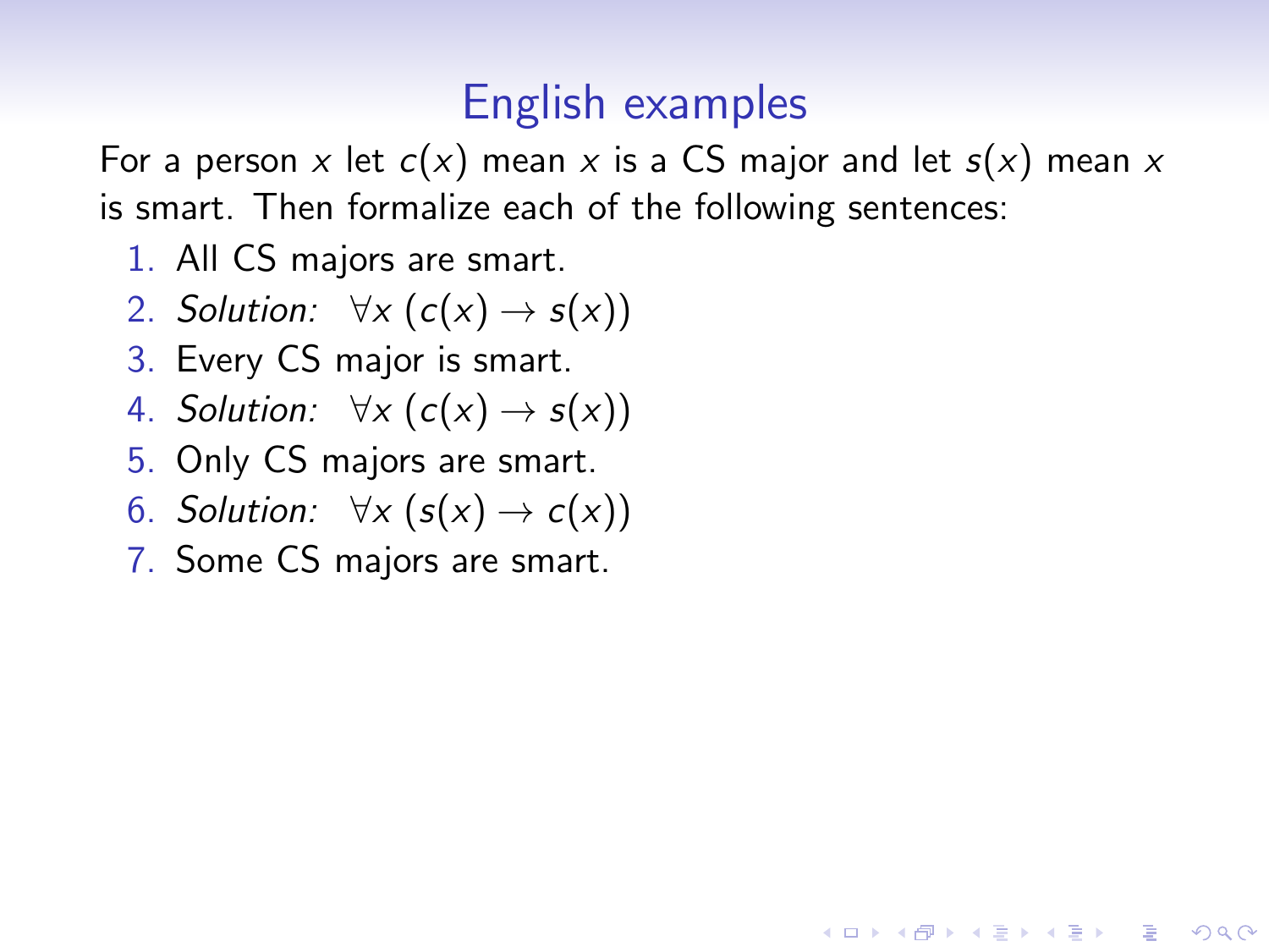# English examples

For a person $x$ let $c(x)$ mean $x$ is a CS major and let $s(x)$ mean $x$ is smart. Then formalize each of the following sentences:

1. All CS majors are smart.
2. *Solution:* $\forall x\, (c(x) \rightarrow s(x))$
3. Every CS major is smart.
4. *Solution:* $\forall x\, (c(x) \rightarrow s(x))$
5. Only CS majors are smart.
6. *Solution:* $\forall x\, (s(x) \rightarrow c(x))$
7. Some CS majors are smart.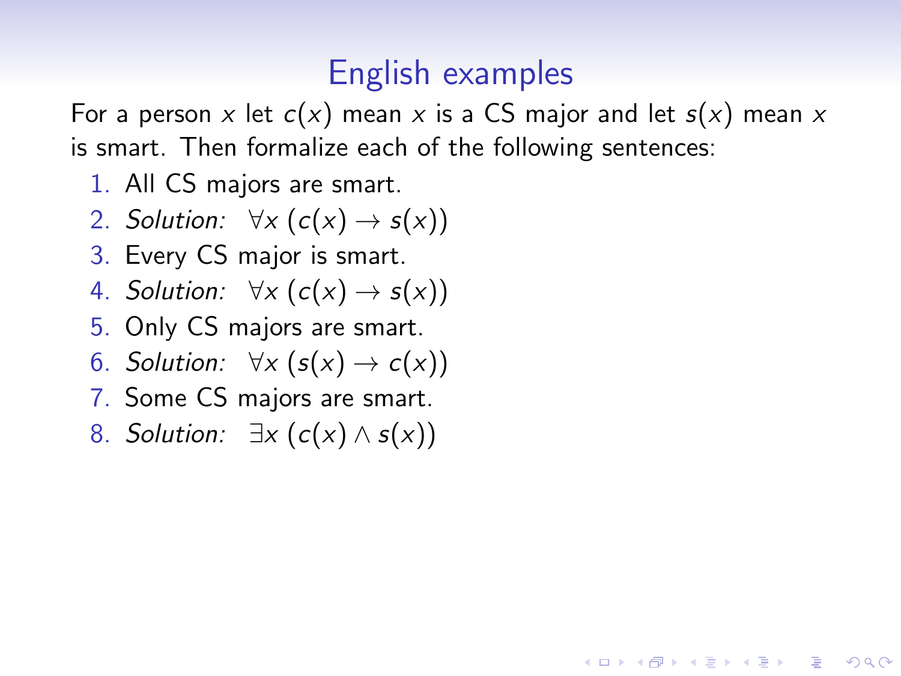# English examples

For a person $x$ let $c(x)$ mean $x$ is a CS major and let $s(x)$ mean $x$ is smart. Then formalize each of the following sentences:

1. All CS majors are smart.
2. *Solution:* $\forall x \, (c(x) \to s(x))$
3. Every CS major is smart.
4. *Solution:* $\forall x \, (c(x) \to s(x))$
5. Only CS majors are smart.
6. *Solution:* $\forall x \, (s(x) \to c(x))$
7. Some CS majors are smart.
8. *Solution:* $\exists x \, (c(x) \land s(x))$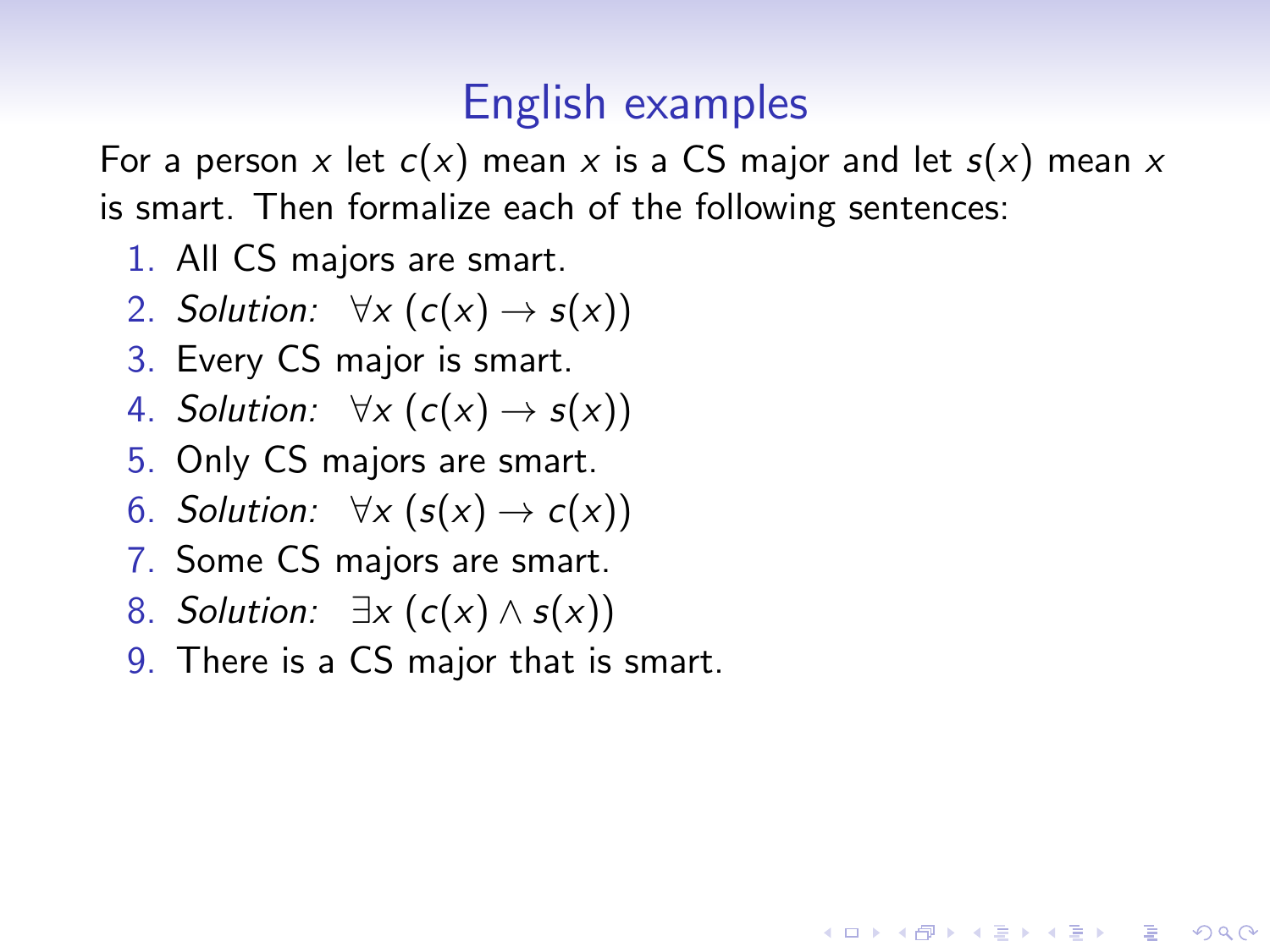# English examples

For a person $x$ let $c(x)$ mean $x$ is a CS major and let $s(x)$ mean $x$ is smart. Then formalize each of the following sentences:

1. All CS majors are smart.
2. *Solution:* $\forall x\ (c(x) \rightarrow s(x))$
3. Every CS major is smart.
4. *Solution:* $\forall x\ (c(x) \rightarrow s(x))$
5. Only CS majors are smart.
6. *Solution:* $\forall x\ (s(x) \rightarrow c(x))$
7. Some CS majors are smart.
8. *Solution:* $\exists x\ (c(x) \wedge s(x))$
9. There is a CS major that is smart.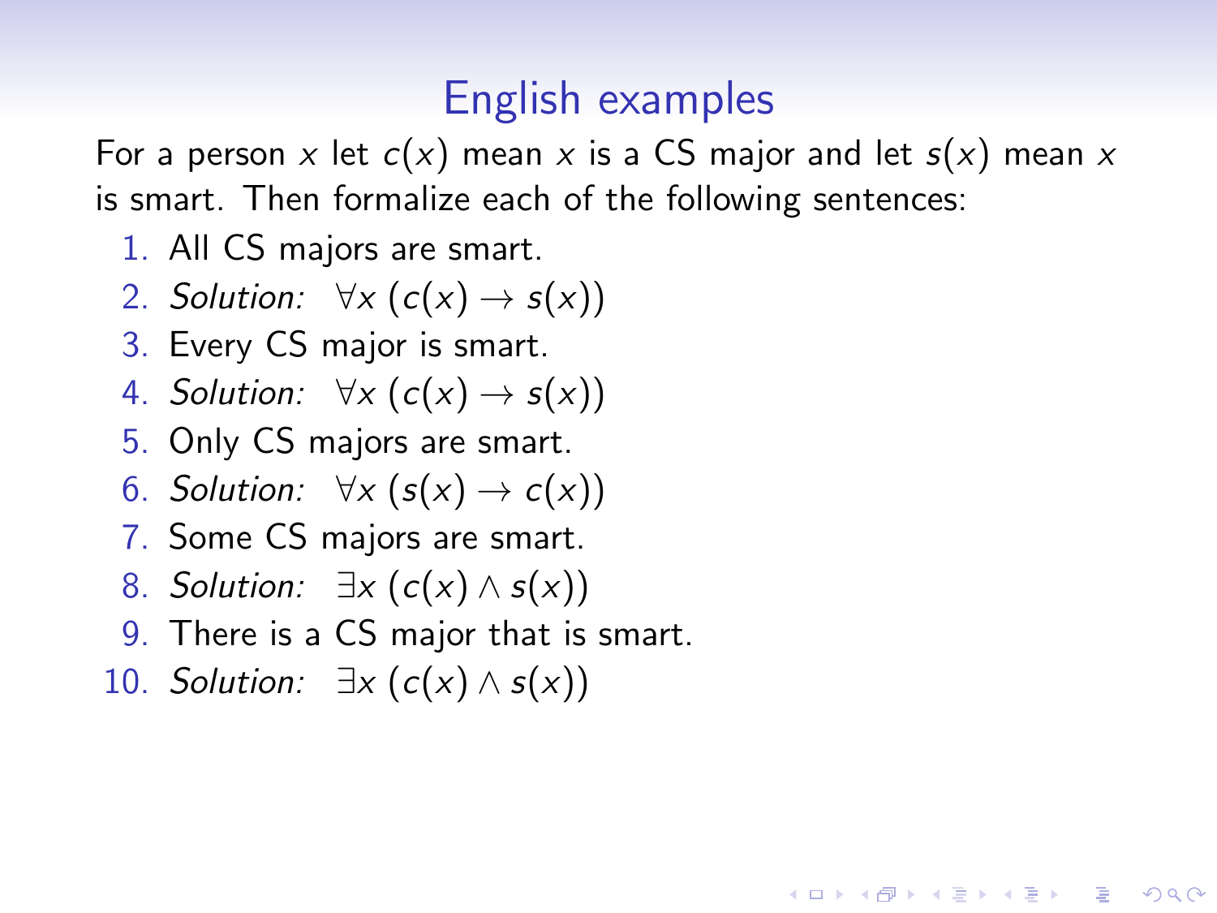# English examples

For a person $x$ let $c(x)$ mean $x$ is a CS major and let $s(x)$ mean $x$ is smart. Then formalize each of the following sentences:

1. All CS majors are smart.
2. *Solution:* $\forall x\,(c(x) \rightarrow s(x))$
3. Every CS major is smart.
4. *Solution:* $\forall x\,(c(x) \rightarrow s(x))$
5. Only CS majors are smart.
6. *Solution:* $\forall x\,(s(x) \rightarrow c(x))$
7. Some CS majors are smart.
8. *Solution:* $\exists x\,(c(x) \wedge s(x))$
9. There is a CS major that is smart.
10. *Solution:* $\exists x\,(c(x) \wedge s(x))$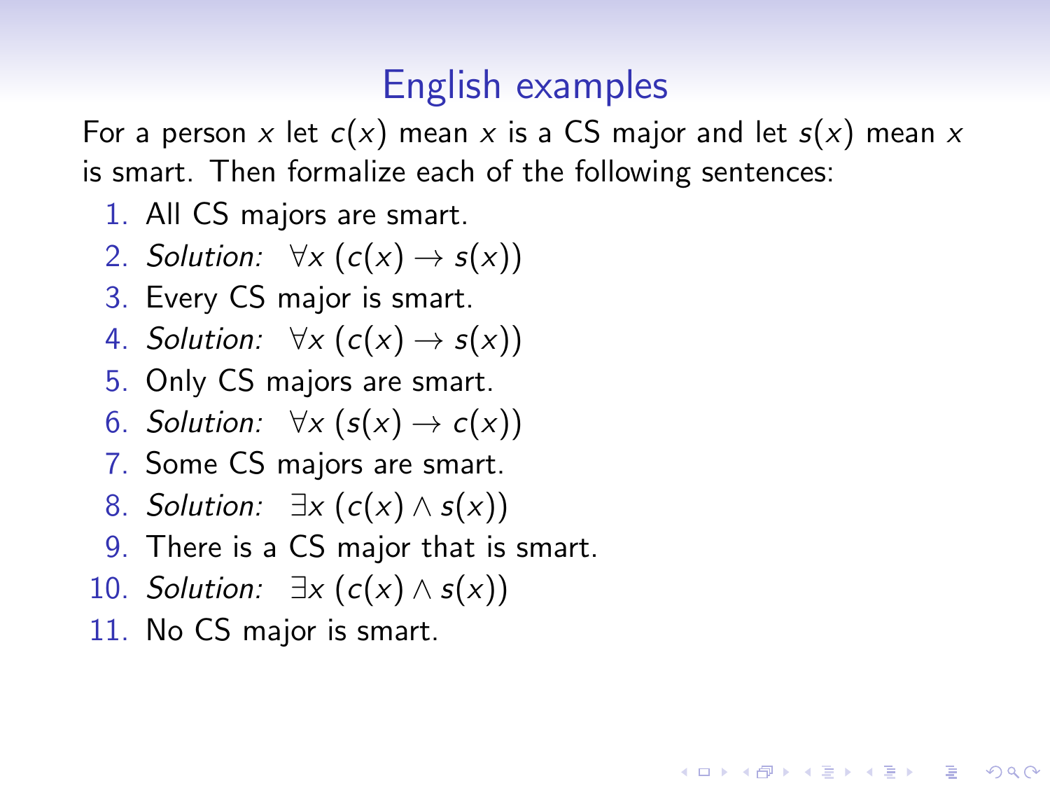# English examples

For a person $x$ let $c(x)$ mean $x$ is a CS major and let $s(x)$ mean $x$ is smart. Then formalize each of the following sentences:

1. All CS majors are smart.
2. *Solution:* $\forall x\,(c(x) \rightarrow s(x))$
3. Every CS major is smart.
4. *Solution:* $\forall x\,(c(x) \rightarrow s(x))$
5. Only CS majors are smart.
6. *Solution:* $\forall x\,(s(x) \rightarrow c(x))$
7. Some CS majors are smart.
8. *Solution:* $\exists x\,(c(x) \wedge s(x))$
9. There is a CS major that is smart.
10. *Solution:* $\exists x\,(c(x) \wedge s(x))$
11. No CS major is smart.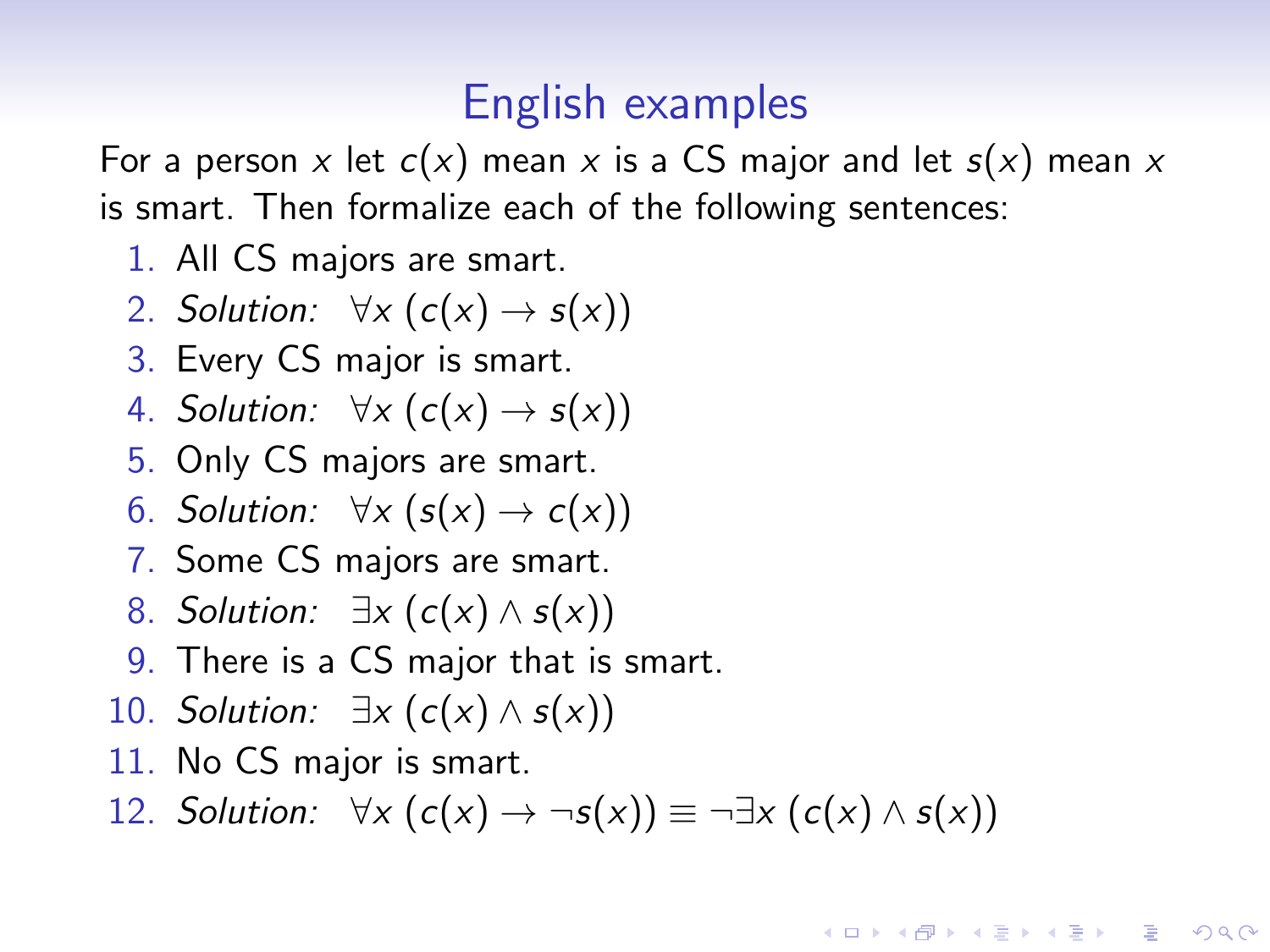# English examples

For a person $x$ let $c(x)$ mean $x$ is a CS major and let $s(x)$ mean $x$ is smart. Then formalize each of the following sentences:

1. All CS majors are smart.
2. *Solution:* $\forall x\,(c(x) \to s(x))$
3. Every CS major is smart.
4. *Solution:* $\forall x\,(c(x) \to s(x))$
5. Only CS majors are smart.
6. *Solution:* $\forall x\,(s(x) \to c(x))$
7. Some CS majors are smart.
8. *Solution:* $\exists x\,(c(x) \wedge s(x))$
9. There is a CS major that is smart.
10. *Solution:* $\exists x\,(c(x) \wedge s(x))$
11. No CS major is smart.
12. *Solution:* $\forall x\,(c(x) \to \neg s(x)) \equiv \neg \exists x\,(c(x) \wedge s(x))$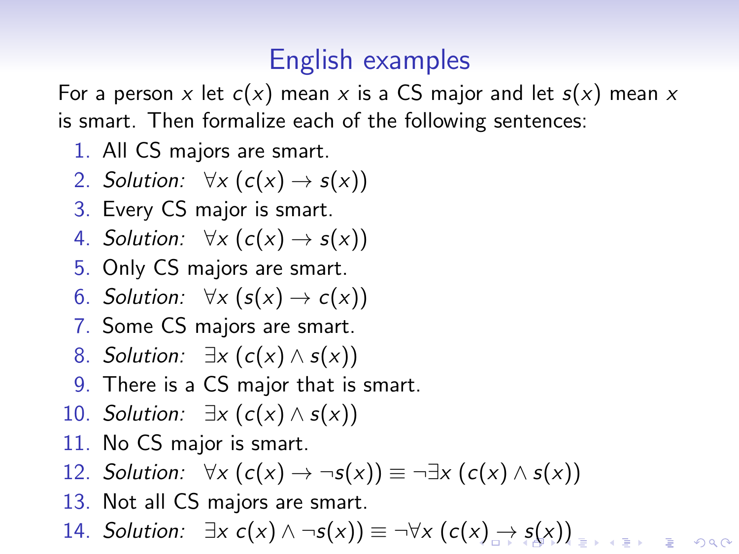# English examples

For a person $x$ let $c(x)$ mean $x$ is a CS major and let $s(x)$ mean $x$ is smart. Then formalize each of the following sentences:

1. All CS majors are smart.
2. *Solution:* $\forall x\, (c(x) \rightarrow s(x))$
3. Every CS major is smart.
4. *Solution:* $\forall x\, (c(x) \rightarrow s(x))$
5. Only CS majors are smart.
6. *Solution:* $\forall x\, (s(x) \rightarrow c(x))$
7. Some CS majors are smart.
8. *Solution:* $\exists x\, (c(x) \wedge s(x))$
9. There is a CS major that is smart.
10. *Solution:* $\exists x\, (c(x) \wedge s(x))$
11. No CS major is smart.
12. *Solution:* $\forall x\, (c(x) \rightarrow \neg s(x)) \equiv \neg \exists x\, (c(x) \wedge s(x))$
13. Not all CS majors are smart.
14. *Solution:* $\exists x\; c(x) \wedge \neg s(x)) \equiv \neg \forall x\, (c(x) \rightarrow s(x))$